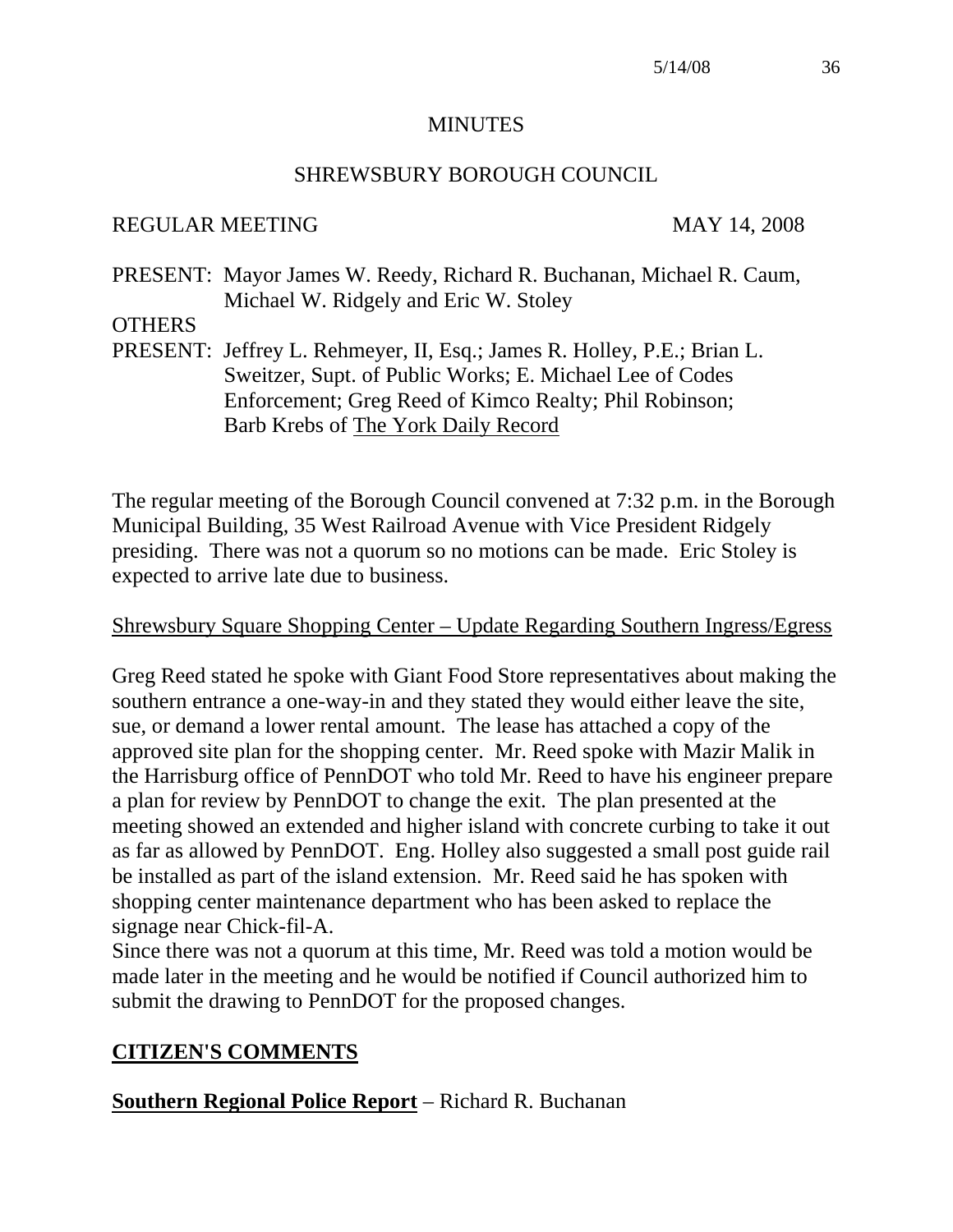# MINUTES

## SHREWSBURY BOROUGH COUNCIL

REGULAR MEETING MAY 14, 2008

PRESENT: Mayor James W. Reedy, Richard R. Buchanan, Michael R. Caum, Michael W. Ridgely and Eric W. Stoley

OTHERS PRESENT: Jeffrey L. Rehmeyer, II, Esq.; James R. Holley, P.E.; Brian L. Sweitzer, Supt. of Public Works; E. Michael Lee of Codes Enforcement; Greg Reed of Kimco Realty; Phil Robinson; Barb Krebs of The York Daily Record

The regular meeting of the Borough Council convened at 7:32 p.m. in the Borough Municipal Building, 35 West Railroad Avenue with Vice President Ridgely presiding. There was not a quorum so no motions can be made. Eric Stoley is expected to arrive late due to business.

Shrewsbury Square Shopping Center – Update Regarding Southern Ingress/Egress

Greg Reed stated he spoke with Giant Food Store representatives about making the southern entrance a one-way-in and they stated they would either leave the site, sue, or demand a lower rental amount. The lease has attached a copy of the approved site plan for the shopping center. Mr. Reed spoke with Mazir Malik in the Harrisburg office of PennDOT who told Mr. Reed to have his engineer prepare a plan for review by PennDOT to change the exit. The plan presented at the meeting showed an extended and higher island with concrete curbing to take it out as far as allowed by PennDOT. Eng. Holley also suggested a small post guide rail be installed as part of the island extension. Mr. Reed said he has spoken with shopping center maintenance department who has been asked to replace the signage near Chick-fil-A.

Since there was not a quorum at this time, Mr. Reed was told a motion would be made later in the meeting and he would be notified if Council authorized him to submit the drawing to PennDOT for the proposed changes.

**CITIZEN'S COMMENTS**

**Southern Regional Police Report** – Richard R. Buchanan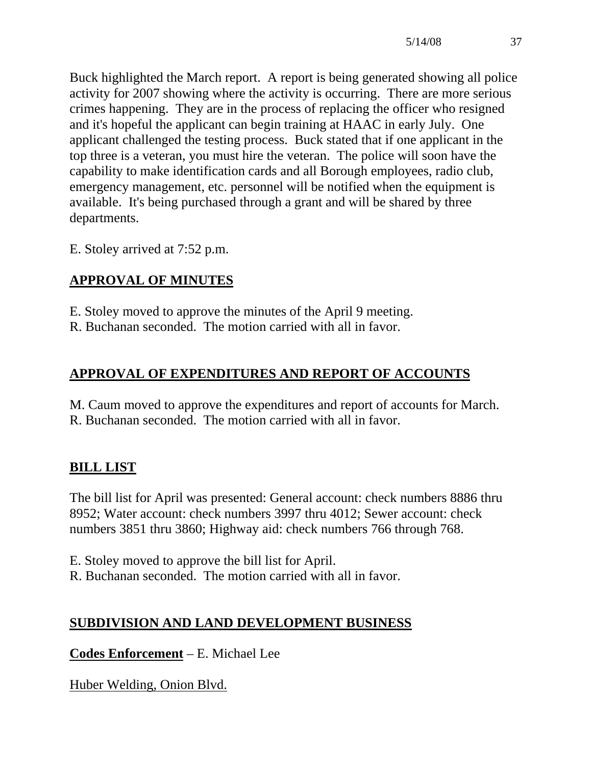Buck highlighted the March report. A report is being generated showing all police activity for 2007 showing where the activity is occurring. There are more serious crimes happening. They are in the process of replacing the officer who resigned and it's hopeful the applicant can begin training at HAAC in early July. One applicant challenged the testing process. Buck stated that if one applicant in the top three is a veteran, you must hire the veteran. The police will soon have the capability to make identification cards and all Borough employees, radio club, emergency management, etc. personnel will be notified when the equipment is available. It's being purchased through a grant and will be shared by three departments.

E. Stoley arrived at 7:52 p.m.

## APPROVAL OF MINUTES

E. Stoley moved to approve the minutes of the April 9 meeting.
R. Buchanan seconded. The motion carried with all in favor.

## APPROVAL OF EXPENDITURES AND REPORT OF ACCOUNTS

M. Caum moved to approve the expenditures and report of accounts for March.
R. Buchanan seconded. The motion carried with all in favor.

## BILL LIST

The bill list for April was presented: General account: check numbers 8886 thru 8952; Water account: check numbers 3997 thru 4012; Sewer account: check numbers 3851 thru 3860; Highway aid: check numbers 766 through 768.

E. Stoley moved to approve the bill list for April.
R. Buchanan seconded. The motion carried with all in favor.

## SUBDIVISION AND LAND DEVELOPMENT BUSINESS

**Codes Enforcement** – E. Michael Lee

Huber Welding, Onion Blvd.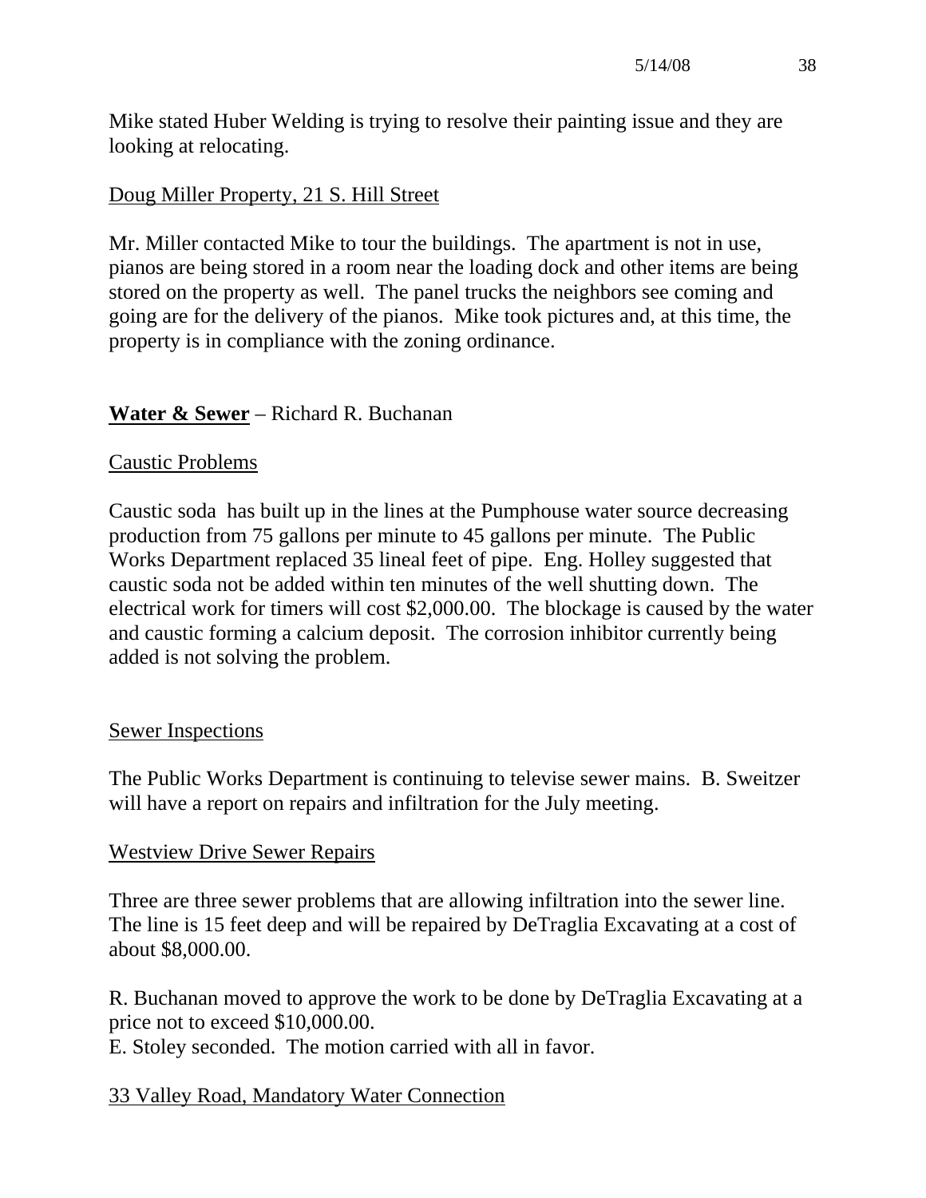Mike stated Huber Welding is trying to resolve their painting issue and they are looking at relocating.

<u>Doug Miller Property, 21 S. Hill Street</u>

Mr. Miller contacted Mike to tour the buildings. The apartment is not in use, pianos are being stored in a room near the loading dock and other items are being stored on the property as well. The panel trucks the neighbors see coming and going are for the delivery of the pianos. Mike took pictures and, at this time, the property is in compliance with the zoning ordinance.

**<u>Water & Sewer</u>** – Richard R. Buchanan

<u>Caustic Problems</u>

Caustic soda has built up in the lines at the Pumphouse water source decreasing production from 75 gallons per minute to 45 gallons per minute. The Public Works Department replaced 35 lineal feet of pipe. Eng. Holley suggested that caustic soda not be added within ten minutes of the well shutting down. The electrical work for timers will cost $2,000.00. The blockage is caused by the water and caustic forming a calcium deposit. The corrosion inhibitor currently being added is not solving the problem.

<u>Sewer Inspections</u>

The Public Works Department is continuing to televise sewer mains. B. Sweitzer will have a report on repairs and infiltration for the July meeting.

<u>Westview Drive Sewer Repairs</u>

Three are three sewer problems that are allowing infiltration into the sewer line. The line is 15 feet deep and will be repaired by DeTraglia Excavating at a cost of about $8,000.00.

R. Buchanan moved to approve the work to be done by DeTraglia Excavating at a price not to exceed $10,000.00.
E. Stoley seconded. The motion carried with all in favor.

<u>33 Valley Road, Mandatory Water Connection</u>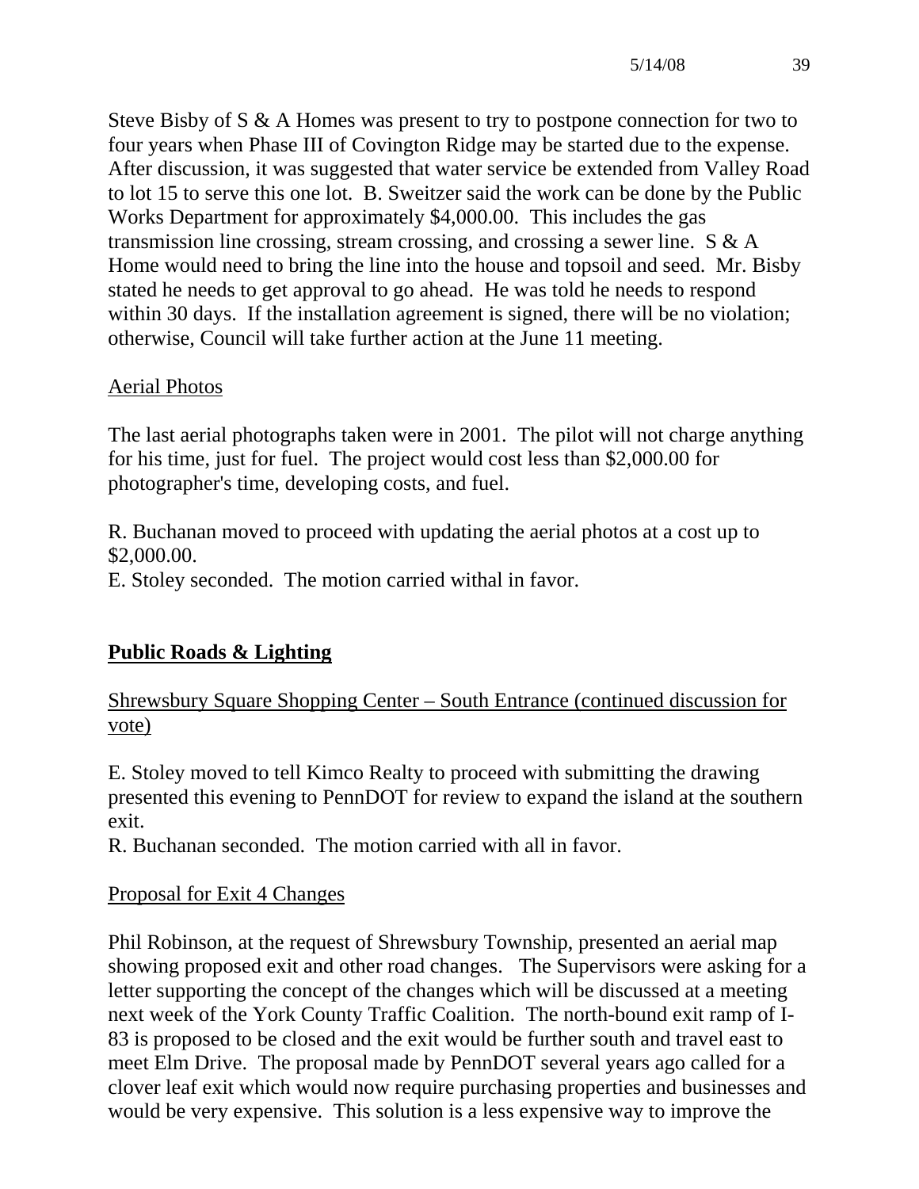Steve Bisby of S & A Homes was present to try to postpone connection for two to four years when Phase III of Covington Ridge may be started due to the expense. After discussion, it was suggested that water service be extended from Valley Road to lot 15 to serve this one lot. B. Sweitzer said the work can be done by the Public Works Department for approximately $4,000.00. This includes the gas transmission line crossing, stream crossing, and crossing a sewer line. S & A Home would need to bring the line into the house and topsoil and seed. Mr. Bisby stated he needs to get approval to go ahead. He was told he needs to respond within 30 days. If the installation agreement is signed, there will be no violation; otherwise, Council will take further action at the June 11 meeting.

Aerial Photos

The last aerial photographs taken were in 2001. The pilot will not charge anything for his time, just for fuel. The project would cost less than $2,000.00 for photographer's time, developing costs, and fuel.

R. Buchanan moved to proceed with updating the aerial photos at a cost up to $2,000.00.
E. Stoley seconded. The motion carried withal in favor.

## **Public Roads & Lighting**

Shrewsbury Square Shopping Center – South Entrance (continued discussion for vote)

E. Stoley moved to tell Kimco Realty to proceed with submitting the drawing presented this evening to PennDOT for review to expand the island at the southern exit.
R. Buchanan seconded. The motion carried with all in favor.

Proposal for Exit 4 Changes

Phil Robinson, at the request of Shrewsbury Township, presented an aerial map showing proposed exit and other road changes. The Supervisors were asking for a letter supporting the concept of the changes which will be discussed at a meeting next week of the York County Traffic Coalition. The north-bound exit ramp of I-83 is proposed to be closed and the exit would be further south and travel east to meet Elm Drive. The proposal made by PennDOT several years ago called for a clover leaf exit which would now require purchasing properties and businesses and would be very expensive. This solution is a less expensive way to improve the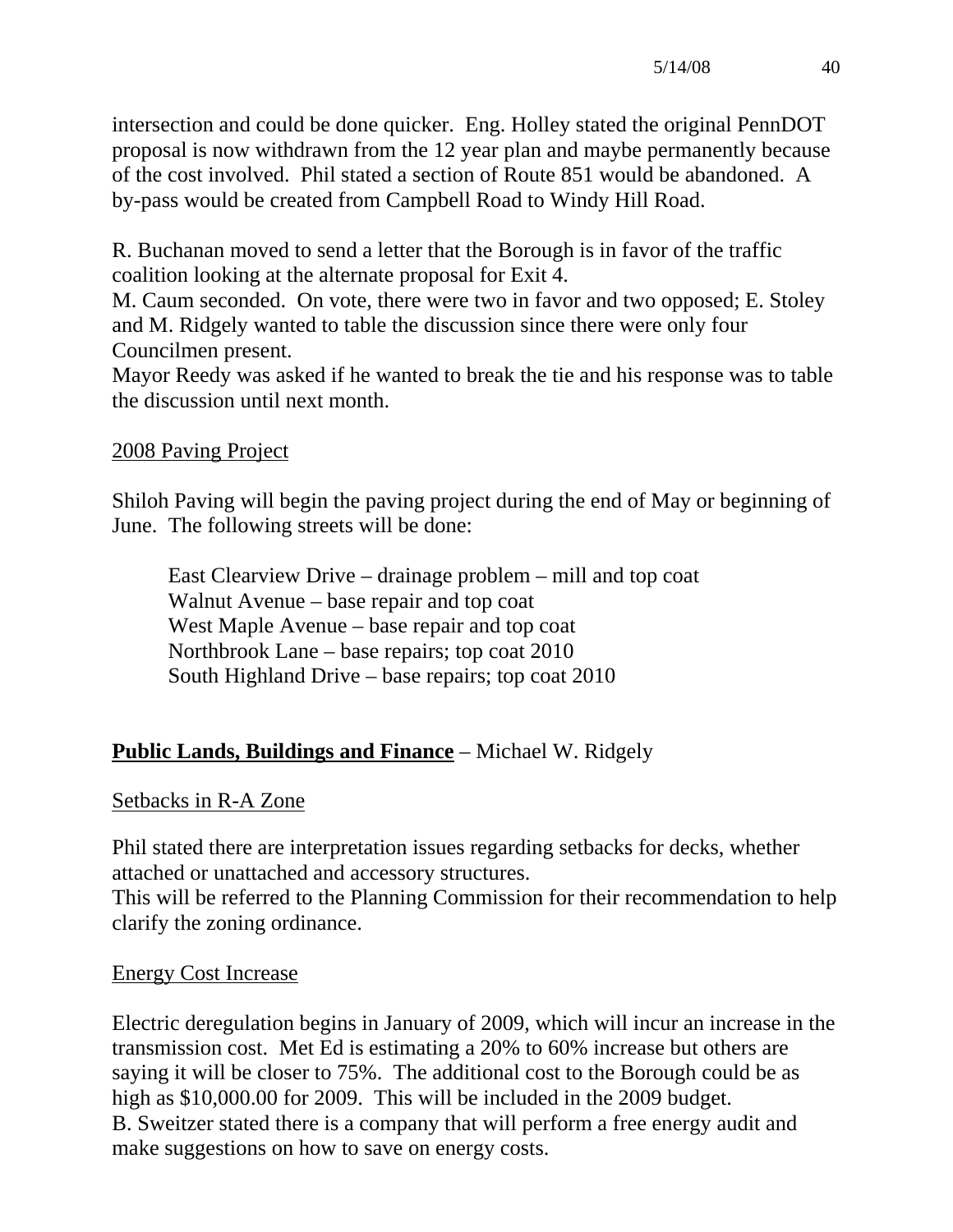intersection and could be done quicker. Eng. Holley stated the original PennDOT proposal is now withdrawn from the 12 year plan and maybe permanently because of the cost involved. Phil stated a section of Route 851 would be abandoned. A by-pass would be created from Campbell Road to Windy Hill Road.

R. Buchanan moved to send a letter that the Borough is in favor of the traffic coalition looking at the alternate proposal for Exit 4.
M. Caum seconded. On vote, there were two in favor and two opposed; E. Stoley and M. Ridgely wanted to table the discussion since there were only four Councilmen present.
Mayor Reedy was asked if he wanted to break the tie and his response was to table the discussion until next month.

<u>2008 Paving Project</u>

Shiloh Paving will begin the paving project during the end of May or beginning of June. The following streets will be done:

East Clearview Drive – drainage problem – mill and top coat
Walnut Avenue – base repair and top coat
West Maple Avenue – base repair and top coat
Northbrook Lane – base repairs; top coat 2010
South Highland Drive – base repairs; top coat 2010

**<u>Public Lands, Buildings and Finance</u>** – Michael W. Ridgely

<u>Setbacks in R-A Zone</u>

Phil stated there are interpretation issues regarding setbacks for decks, whether attached or unattached and accessory structures.
This will be referred to the Planning Commission for their recommendation to help clarify the zoning ordinance.

<u>Energy Cost Increase</u>

Electric deregulation begins in January of 2009, which will incur an increase in the transmission cost. Met Ed is estimating a 20% to 60% increase but others are saying it will be closer to 75%. The additional cost to the Borough could be as high as $10,000.00 for 2009. This will be included in the 2009 budget.
B. Sweitzer stated there is a company that will perform a free energy audit and make suggestions on how to save on energy costs.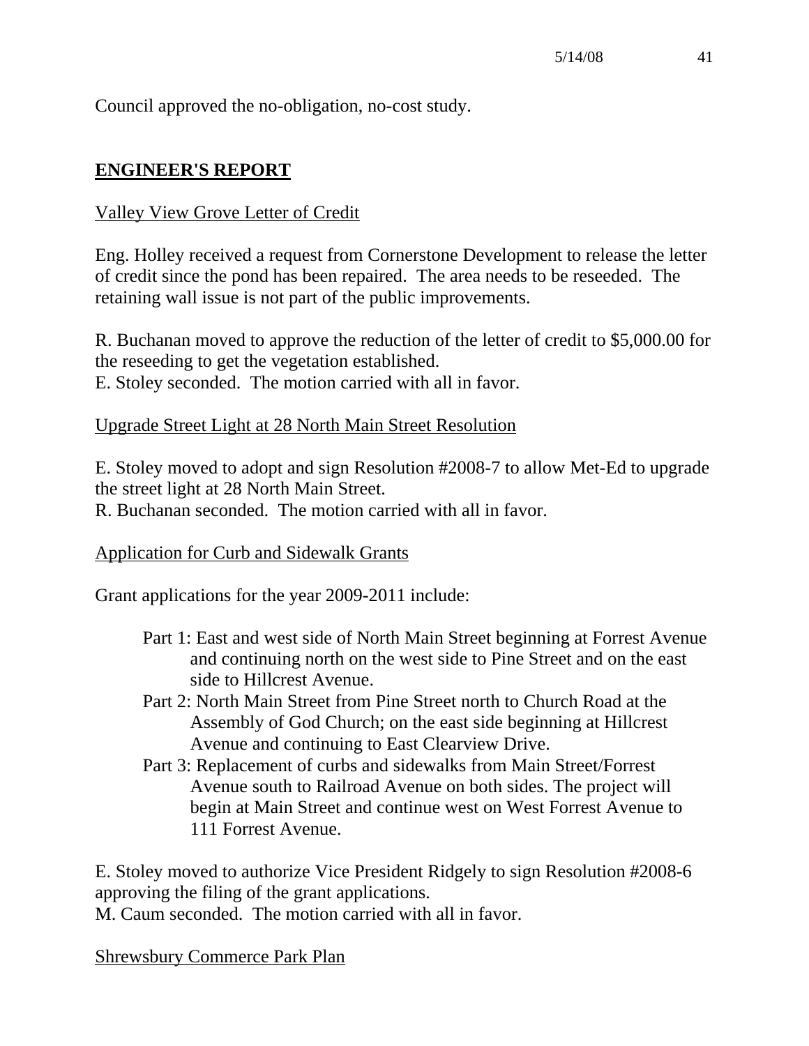Council approved the no-obligation, no-cost study.

## ENGINEER'S REPORT

Valley View Grove Letter of Credit

Eng. Holley received a request from Cornerstone Development to release the letter of credit since the pond has been repaired. The area needs to be reseeded. The retaining wall issue is not part of the public improvements.

R. Buchanan moved to approve the reduction of the letter of credit to $5,000.00 for the reseeding to get the vegetation established.
E. Stoley seconded. The motion carried with all in favor.

Upgrade Street Light at 28 North Main Street Resolution

E. Stoley moved to adopt and sign Resolution #2008-7 to allow Met-Ed to upgrade the street light at 28 North Main Street.
R. Buchanan seconded. The motion carried with all in favor.

Application for Curb and Sidewalk Grants

Grant applications for the year 2009-2011 include:

- Part 1: East and west side of North Main Street beginning at Forrest Avenue and continuing north on the west side to Pine Street and on the east side to Hillcrest Avenue.
- Part 2: North Main Street from Pine Street north to Church Road at the Assembly of God Church; on the east side beginning at Hillcrest Avenue and continuing to East Clearview Drive.
- Part 3: Replacement of curbs and sidewalks from Main Street/Forrest Avenue south to Railroad Avenue on both sides. The project will begin at Main Street and continue west on West Forrest Avenue to 111 Forrest Avenue.

E. Stoley moved to authorize Vice President Ridgely to sign Resolution #2008-6 approving the filing of the grant applications.
M. Caum seconded. The motion carried with all in favor.

Shrewsbury Commerce Park Plan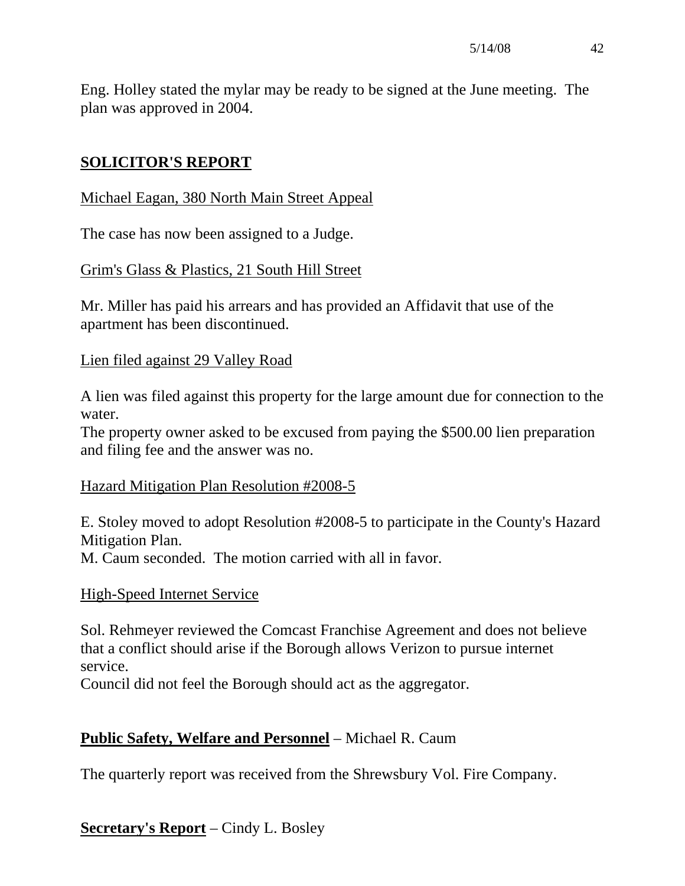Eng. Holley stated the mylar may be ready to be signed at the June meeting. The plan was approved in 2004.

## SOLICITOR'S REPORT

Michael Eagan, 380 North Main Street Appeal

The case has now been assigned to a Judge.

Grim's Glass & Plastics, 21 South Hill Street

Mr. Miller has paid his arrears and has provided an Affidavit that use of the apartment has been discontinued.

Lien filed against 29 Valley Road

A lien was filed against this property for the large amount due for connection to the water.
The property owner asked to be excused from paying the $500.00 lien preparation and filing fee and the answer was no.

Hazard Mitigation Plan Resolution #2008-5

E. Stoley moved to adopt Resolution #2008-5 to participate in the County's Hazard Mitigation Plan.
M. Caum seconded. The motion carried with all in favor.

High-Speed Internet Service

Sol. Rehmeyer reviewed the Comcast Franchise Agreement and does not believe that a conflict should arise if the Borough allows Verizon to pursue internet service.
Council did not feel the Borough should act as the aggregator.

**Public Safety, Welfare and Personnel** – Michael R. Caum

The quarterly report was received from the Shrewsbury Vol. Fire Company.

**Secretary's Report** – Cindy L. Bosley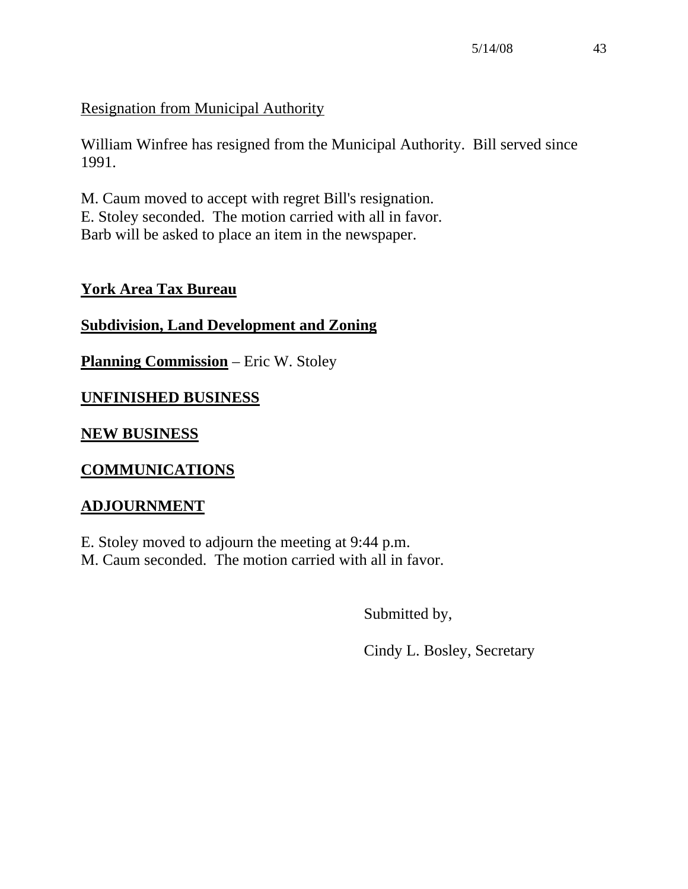Resignation from Municipal Authority

William Winfree has resigned from the Municipal Authority. Bill served since 1991.

M. Caum moved to accept with regret Bill's resignation.
E. Stoley seconded. The motion carried with all in favor.
Barb will be asked to place an item in the newspaper.

**York Area Tax Bureau**

**Subdivision, Land Development and Zoning**

**Planning Commission** – Eric W. Stoley

**UNFINISHED BUSINESS**

**NEW BUSINESS**

**COMMUNICATIONS**

**ADJOURNMENT**

E. Stoley moved to adjourn the meeting at 9:44 p.m.
M. Caum seconded. The motion carried with all in favor.

Submitted by,

Cindy L. Bosley, Secretary